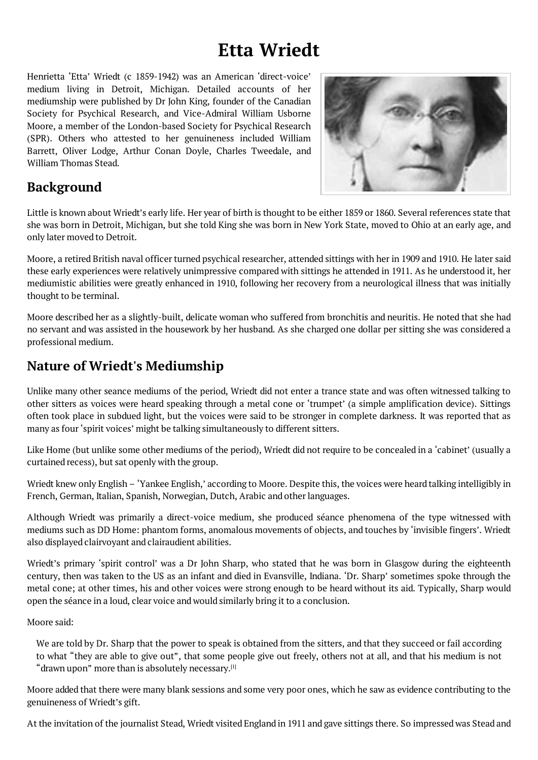# Etta Wriedt

Henrietta 'Etta' Wriedt (c 1859-1942) was an American 'direct-voice' medium living in Detroit, Michigan. Detailed accounts of her mediumship were published by Dr John King, founder of the Canadian Society for Psychical Research, and Vice-Admiral William Usborne Moore, a member of the London-based Society for Psychical Research (SPR). Others who attested to her genuineness included William Barrett, Oliver Lodge, Arthur Conan Doyle, Charles Tweedale, and William Thomas Stead.

## Background

Little is known about Wriedt's early life. Her year of birth is thought to be either 1859 or 1860. Several references state that she was born in Detroit, Michigan, but she told King she was born in New York State, moved to Ohio at an early age, and only later moved to Detroit.

Moore, a retired British naval officer turned psychical researcher, attended sittings with her in 1909 and 1910. He later said these early experiences were relatively unimpressive compared with sittings he attended in 1911. As he understood it, her mediumistic abilities were greatly enhanced in 1910, following her recovery from a neurological illness that was initially thought to be terminal.

Moore described her as a slightly-built, delicate woman who suffered from bronchitis and neuritis. He noted that she had no servant and was assisted in the housework by her husband. As she charged one dollar per sitting she was considered a professional medium.

## Nature of Wriedt's Mediumship

Unlike many other seance mediums of the period, Wriedt did not enter a trance state and was often witnessed talking to other sitters as voices were heard speaking through a metal cone or 'trumpet' (a simple amplification device). Sittings often took place in subdued light, but the voices were said to be stronger in complete darkness. It was reported that as many as four 'spirit voices' might be talking simultaneously to different sitters.

Like Home (but unlike some other mediums of the period), Wriedt did not require to be concealed in a 'cabinet' (usually a curtained recess), but sat openly with the group.

Wriedt knew only English – 'Yankee English,' according to Moore. Despite this, the voices were heard talking intelligibly in French, German, Italian, Spanish, Norwegian, Dutch, Arabic and other languages.

Although Wriedt was primarily a direct-voice medium, she produced séance phenomena of the type witnessed with mediums such as DD Home: phantom forms, anomalous movements of objects, and touches by 'invisible fingers'. Wriedt also displayed clairvoyant and clairaudient abilities.

Wriedt's primary 'spirit control' was a Dr John Sharp, who stated that he was born in Glasgow during the eighteenth century, then was taken to the US as an infant and died in Evansville, Indiana. 'Dr. Sharp' sometimes spoke through the metal cone; at other times, his and other voices were strong enough to be heard without its aid. Typically, Sharp would open the séance in a loud, clear voice and would similarly bring it to a conclusion.

Moore said:

> We are told by Dr. Sharp that the power to speak is obtained from the sitters, and that they succeed or fail according to what "they are able to give out", that some people give out freely, others not at all, and that his medium is not "drawn upon" more than is absolutely necessary.[1]

Moore added that there were many blank sessions and some very poor ones, which he saw as evidence contributing to the genuineness of Wriedt's gift.

At the invitation of the journalist Stead, Wriedt visited England in 1911 and gave sittings there. So impressed was Stead and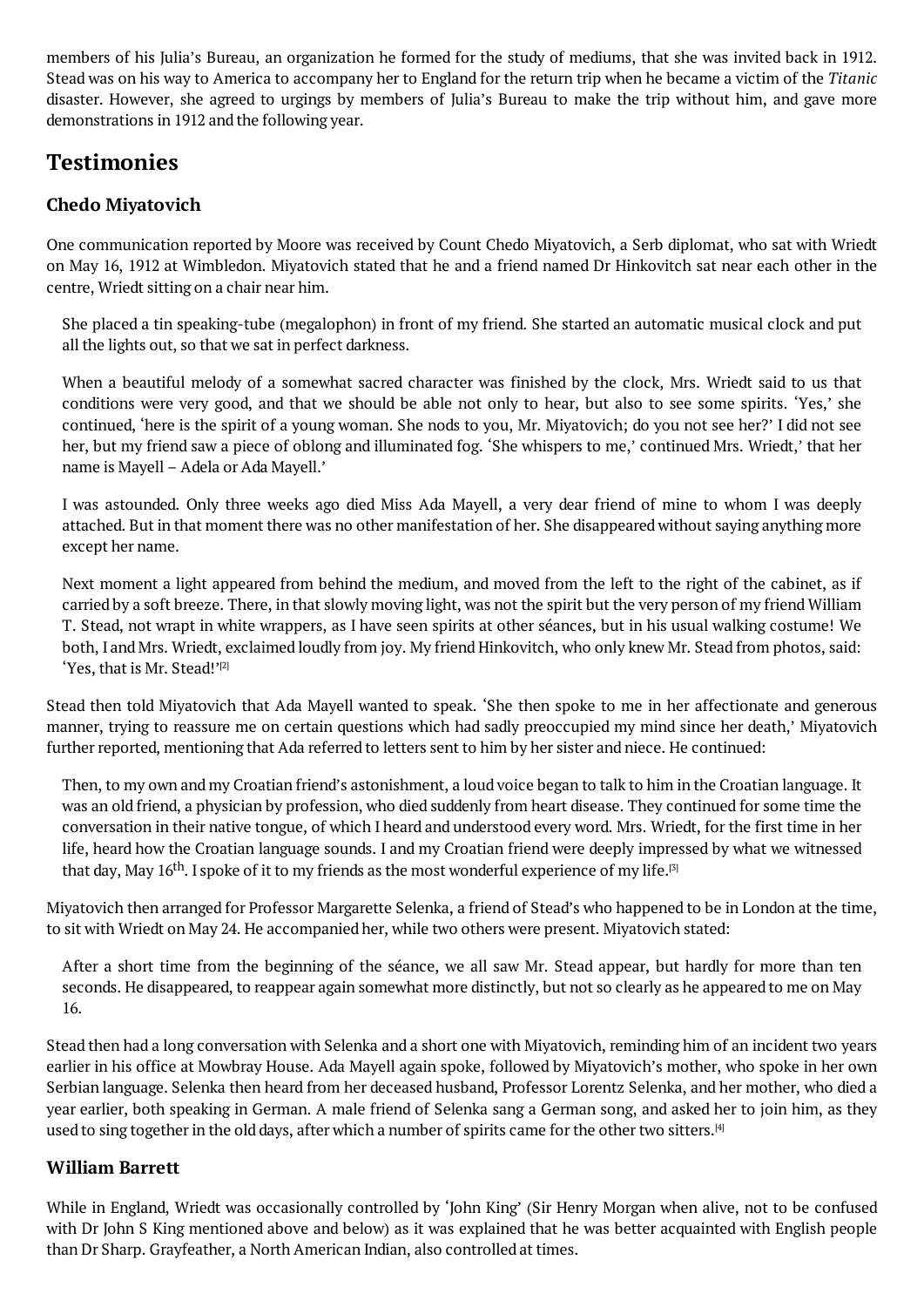members of his Julia's Bureau, an organization he formed for the study of mediums, that she was invited back in 1912. Stead was on his way to America to accompany her to England for the return trip when he became a victim of the *Titanic* disaster. However, she agreed to urgings by members of Julia's Bureau to make the trip without him, and gave more demonstrations in 1912 and the following year.

## Testimonies

### Chedo Miyatovich

One communication reported by Moore was received by Count Chedo Miyatovich, a Serb diplomat, who sat with Wriedt on May 16, 1912 at Wimbledon. Miyatovich stated that he and a friend named Dr Hinkovitch sat near each other in the centre, Wriedt sitting on a chair near him.

> She placed a tin speaking-tube (megalophon) in front of my friend. She started an automatic musical clock and put all the lights out, so that we sat in perfect darkness.
>
> When a beautiful melody of a somewhat sacred character was finished by the clock, Mrs. Wriedt said to us that conditions were very good, and that we should be able not only to hear, but also to see some spirits. 'Yes,' she continued, 'here is the spirit of a young woman. She nods to you, Mr. Miyatovich; do you not see her?' I did not see her, but my friend saw a piece of oblong and illuminated fog. 'She whispers to me,' continued Mrs. Wriedt,' that her name is Mayell – Adela or Ada Mayell.'
>
> I was astounded. Only three weeks ago died Miss Ada Mayell, a very dear friend of mine to whom I was deeply attached. But in that moment there was no other manifestation of her. She disappeared without saying anything more except her name.
>
> Next moment a light appeared from behind the medium, and moved from the left to the right of the cabinet, as if carried by a soft breeze. There, in that slowly moving light, was not the spirit but the very person of my friend William T. Stead, not wrapt in white wrappers, as I have seen spirits at other séances, but in his usual walking costume! We both, I and Mrs. Wriedt, exclaimed loudly from joy. My friend Hinkovitch, who only knew Mr. Stead from photos, said: 'Yes, that is Mr. Stead!'[2]

Stead then told Miyatovich that Ada Mayell wanted to speak. 'She then spoke to me in her affectionate and generous manner, trying to reassure me on certain questions which had sadly preoccupied my mind since her death,' Miyatovich further reported, mentioning that Ada referred to letters sent to him by her sister and niece. He continued:

> Then, to my own and my Croatian friend's astonishment, a loud voice began to talk to him in the Croatian language. It was an old friend, a physician by profession, who died suddenly from heart disease. They continued for some time the conversation in their native tongue, of which I heard and understood every word. Mrs. Wriedt, for the first time in her life, heard how the Croatian language sounds. I and my Croatian friend were deeply impressed by what we witnessed that day, May 16th. I spoke of it to my friends as the most wonderful experience of my life.[3]

Miyatovich then arranged for Professor Margarette Selenka, a friend of Stead's who happened to be in London at the time, to sit with Wriedt on May 24. He accompanied her, while two others were present. Miyatovich stated:

> After a short time from the beginning of the séance, we all saw Mr. Stead appear, but hardly for more than ten seconds. He disappeared, to reappear again somewhat more distinctly, but not so clearly as he appeared to me on May 16.

Stead then had a long conversation with Selenka and a short one with Miyatovich, reminding him of an incident two years earlier in his office at Mowbray House. Ada Mayell again spoke, followed by Miyatovich's mother, who spoke in her own Serbian language. Selenka then heard from her deceased husband, Professor Lorentz Selenka, and her mother, who died a year earlier, both speaking in German. A male friend of Selenka sang a German song, and asked her to join him, as they used to sing together in the old days, after which a number of spirits came for the other two sitters.[4]

### William Barrett

While in England, Wriedt was occasionally controlled by 'John King' (Sir Henry Morgan when alive, not to be confused with Dr John S King mentioned above and below) as it was explained that he was better acquainted with English people than Dr Sharp. Grayfeather, a North American Indian, also controlled at times.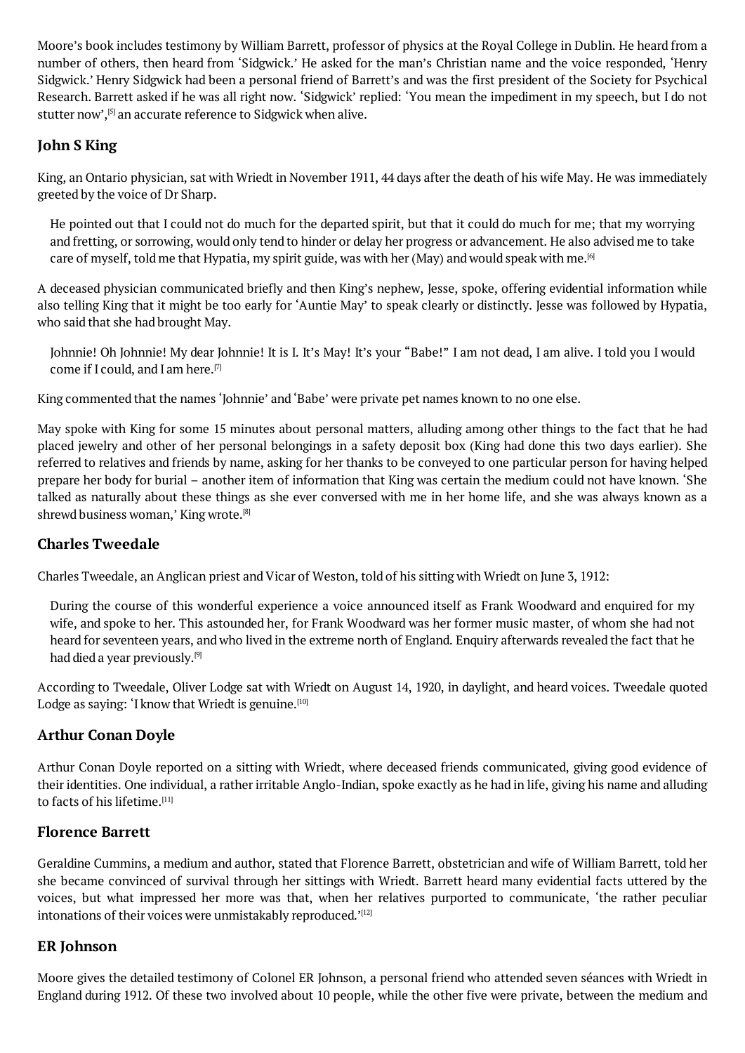Moore's book includes testimony by William Barrett, professor of physics at the Royal College in Dublin. He heard from a number of others, then heard from 'Sidgwick.' He asked for the man's Christian name and the voice responded, 'Henry Sidgwick.' Henry Sidgwick had been a personal friend of Barrett's and was the first president of the Society for Psychical Research. Barrett asked if he was all right now. 'Sidgwick' replied: 'You mean the impediment in my speech, but I do not stutter now',[5] an accurate reference to Sidgwick when alive.

## John S King

King, an Ontario physician, sat with Wriedt in November 1911, 44 days after the death of his wife May. He was immediately greeted by the voice of Dr Sharp.

> He pointed out that I could not do much for the departed spirit, but that it could do much for me; that my worrying and fretting, or sorrowing, would only tend to hinder or delay her progress or advancement. He also advised me to take care of myself, told me that Hypatia, my spirit guide, was with her (May) and would speak with me.[6]

A deceased physician communicated briefly and then King's nephew, Jesse, spoke, offering evidential information while also telling King that it might be too early for 'Auntie May' to speak clearly or distinctly. Jesse was followed by Hypatia, who said that she had brought May.

> Johnnie! Oh Johnnie! My dear Johnnie! It is I. It's May! It's your "Babe!" I am not dead, I am alive. I told you I would come if I could, and I am here.[7]

King commented that the names 'Johnnie' and 'Babe' were private pet names known to no one else.

May spoke with King for some 15 minutes about personal matters, alluding among other things to the fact that he had placed jewelry and other of her personal belongings in a safety deposit box (King had done this two days earlier). She referred to relatives and friends by name, asking for her thanks to be conveyed to one particular person for having helped prepare her body for burial – another item of information that King was certain the medium could not have known. 'She talked as naturally about these things as she ever conversed with me in her home life, and she was always known as a shrewd business woman,' King wrote.[8]

## Charles Tweedale

Charles Tweedale, an Anglican priest and Vicar of Weston, told of his sitting with Wriedt on June 3, 1912:

> During the course of this wonderful experience a voice announced itself as Frank Woodward and enquired for my wife, and spoke to her. This astounded her, for Frank Woodward was her former music master, of whom she had not heard for seventeen years, and who lived in the extreme north of England. Enquiry afterwards revealed the fact that he had died a year previously.[9]

According to Tweedale, Oliver Lodge sat with Wriedt on August 14, 1920, in daylight, and heard voices. Tweedale quoted Lodge as saying: 'I know that Wriedt is genuine.[10]

## Arthur Conan Doyle

Arthur Conan Doyle reported on a sitting with Wriedt, where deceased friends communicated, giving good evidence of their identities. One individual, a rather irritable Anglo-Indian, spoke exactly as he had in life, giving his name and alluding to facts of his lifetime.[11]

## Florence Barrett

Geraldine Cummins, a medium and author, stated that Florence Barrett, obstetrician and wife of William Barrett, told her she became convinced of survival through her sittings with Wriedt. Barrett heard many evidential facts uttered by the voices, but what impressed her more was that, when her relatives purported to communicate, 'the rather peculiar intonations of their voices were unmistakably reproduced.'[12]

## ER Johnson

Moore gives the detailed testimony of Colonel ER Johnson, a personal friend who attended seven séances with Wriedt in England during 1912. Of these two involved about 10 people, while the other five were private, between the medium and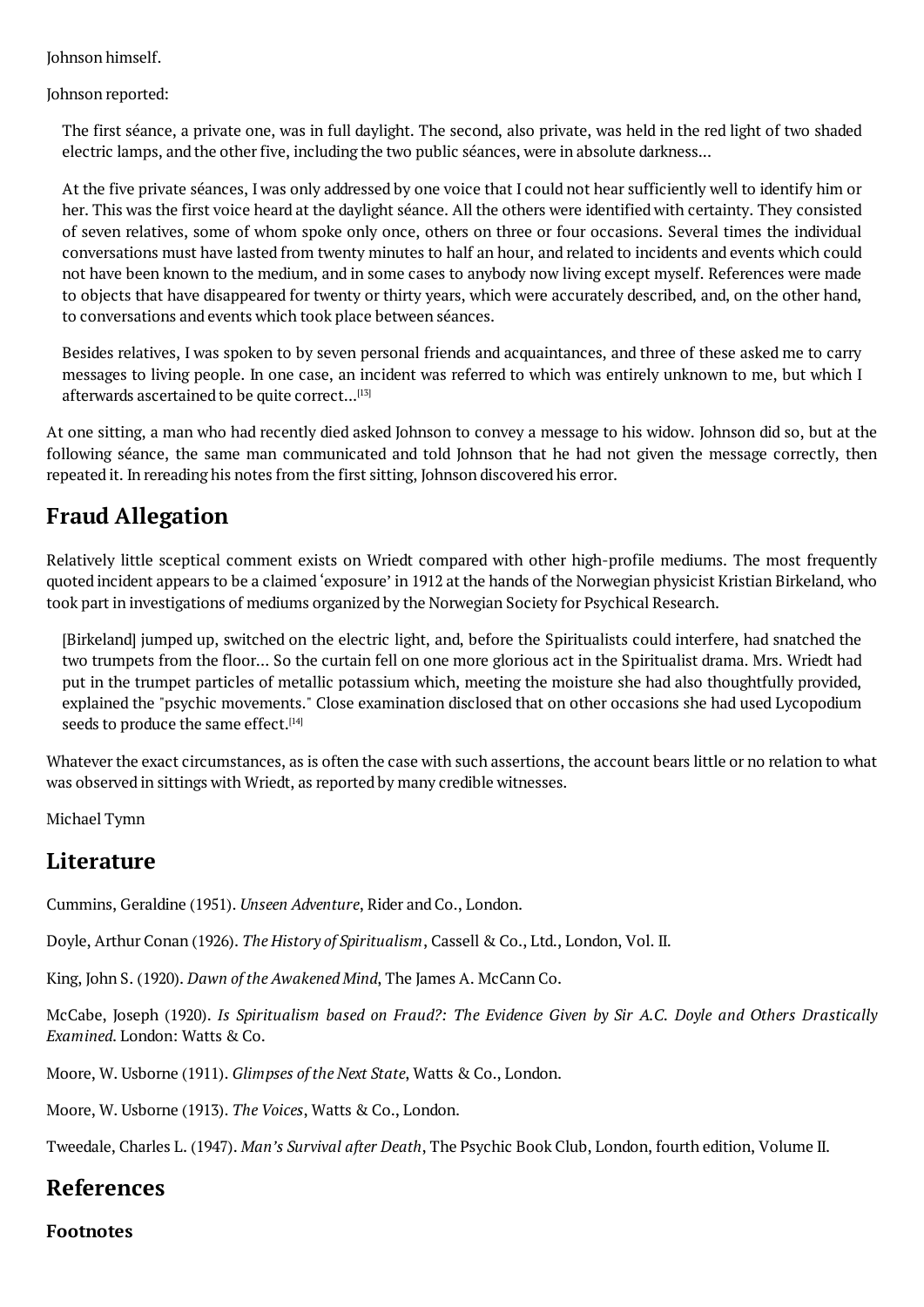Johnson himself.

Johnson reported:

> The first séance, a private one, was in full daylight. The second, also private, was held in the red light of two shaded electric lamps, and the other five, including the two public séances, were in absolute darkness…
>
> At the five private séances, I was only addressed by one voice that I could not hear sufficiently well to identify him or her. This was the first voice heard at the daylight séance. All the others were identified with certainty. They consisted of seven relatives, some of whom spoke only once, others on three or four occasions. Several times the individual conversations must have lasted from twenty minutes to half an hour, and related to incidents and events which could not have been known to the medium, and in some cases to anybody now living except myself. References were made to objects that have disappeared for twenty or thirty years, which were accurately described, and, on the other hand, to conversations and events which took place between séances.
>
> Besides relatives, I was spoken to by seven personal friends and acquaintances, and three of these asked me to carry messages to living people. In one case, an incident was referred to which was entirely unknown to me, but which I afterwards ascertained to be quite correct…[13]

At one sitting, a man who had recently died asked Johnson to convey a message to his widow. Johnson did so, but at the following séance, the same man communicated and told Johnson that he had not given the message correctly, then repeated it. In rereading his notes from the first sitting, Johnson discovered his error.

## Fraud Allegation

Relatively little sceptical comment exists on Wriedt compared with other high-profile mediums. The most frequently quoted incident appears to be a claimed 'exposure' in 1912 at the hands of the Norwegian physicist Kristian Birkeland, who took part in investigations of mediums organized by the Norwegian Society for Psychical Research.

> [Birkeland] jumped up, switched on the electric light, and, before the Spiritualists could interfere, had snatched the two trumpets from the floor… So the curtain fell on one more glorious act in the Spiritualist drama. Mrs. Wriedt had put in the trumpet particles of metallic potassium which, meeting the moisture she had also thoughtfully provided, explained the "psychic movements." Close examination disclosed that on other occasions she had used Lycopodium seeds to produce the same effect.[14]

Whatever the exact circumstances, as is often the case with such assertions, the account bears little or no relation to what was observed in sittings with Wriedt, as reported by many credible witnesses.

Michael Tymn

## Literature

Cummins, Geraldine (1951). *Unseen Adventure*, Rider and Co., London.

Doyle, Arthur Conan (1926). *The History of Spiritualism*, Cassell & Co., Ltd., London, Vol. II.

King, John S. (1920). *Dawn of the Awakened Mind*, The James A. McCann Co.

McCabe, Joseph (1920). *Is Spiritualism based on Fraud?: The Evidence Given by Sir A.C. Doyle and Others Drastically Examined*. London: Watts & Co.

Moore, W. Usborne (1911). *Glimpses of the Next State*, Watts & Co., London.

Moore, W. Usborne (1913). *The Voices*, Watts & Co., London.

Tweedale, Charles L. (1947). *Man's Survival after Death*, The Psychic Book Club, London, fourth edition, Volume II.

## References

### Footnotes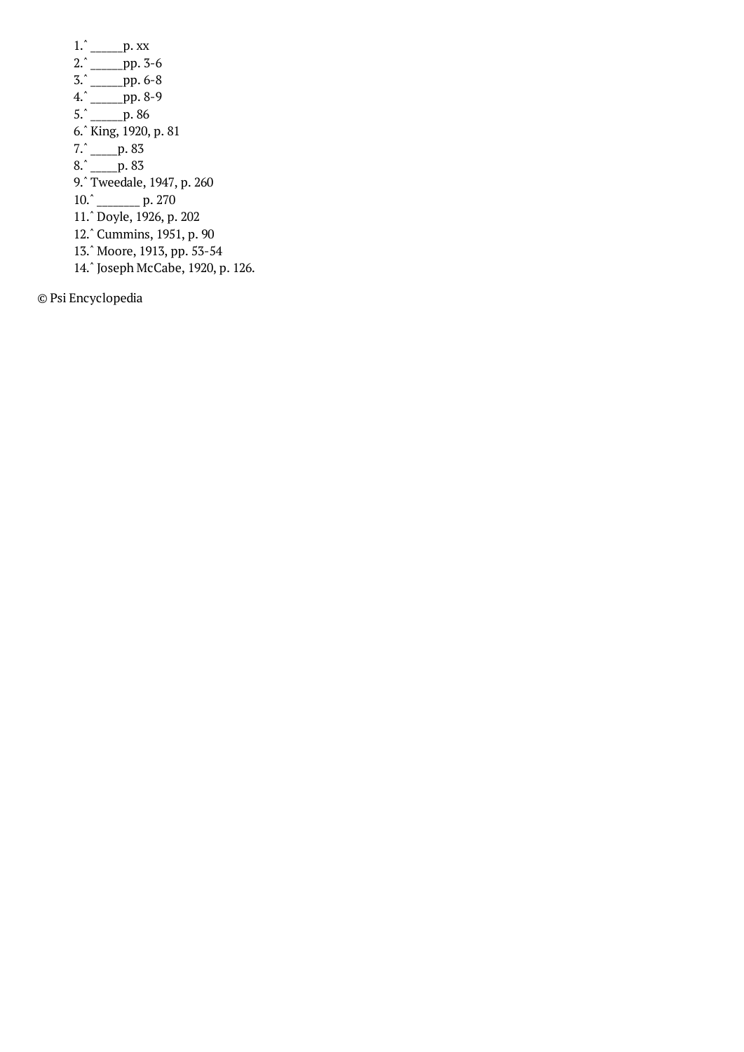1. ^ ______p. xx
2. ^ ______pp. 3-6
3. ^ ______pp. 6-8
4. ^ ______pp. 8-9
5. ^ ______p. 86
6. ^ King, 1920, p. 81
7. ^ _____p. 83
8. ^ _____p. 83
9. ^ Tweedale, 1947, p. 260
10. ^ ________ p. 270
11. ^ Doyle, 1926, p. 202
12. ^ Cummins, 1951, p. 90
13. ^ Moore, 1913, pp. 53-54
14. ^ Joseph McCabe, 1920, p. 126.

© Psi Encyclopedia